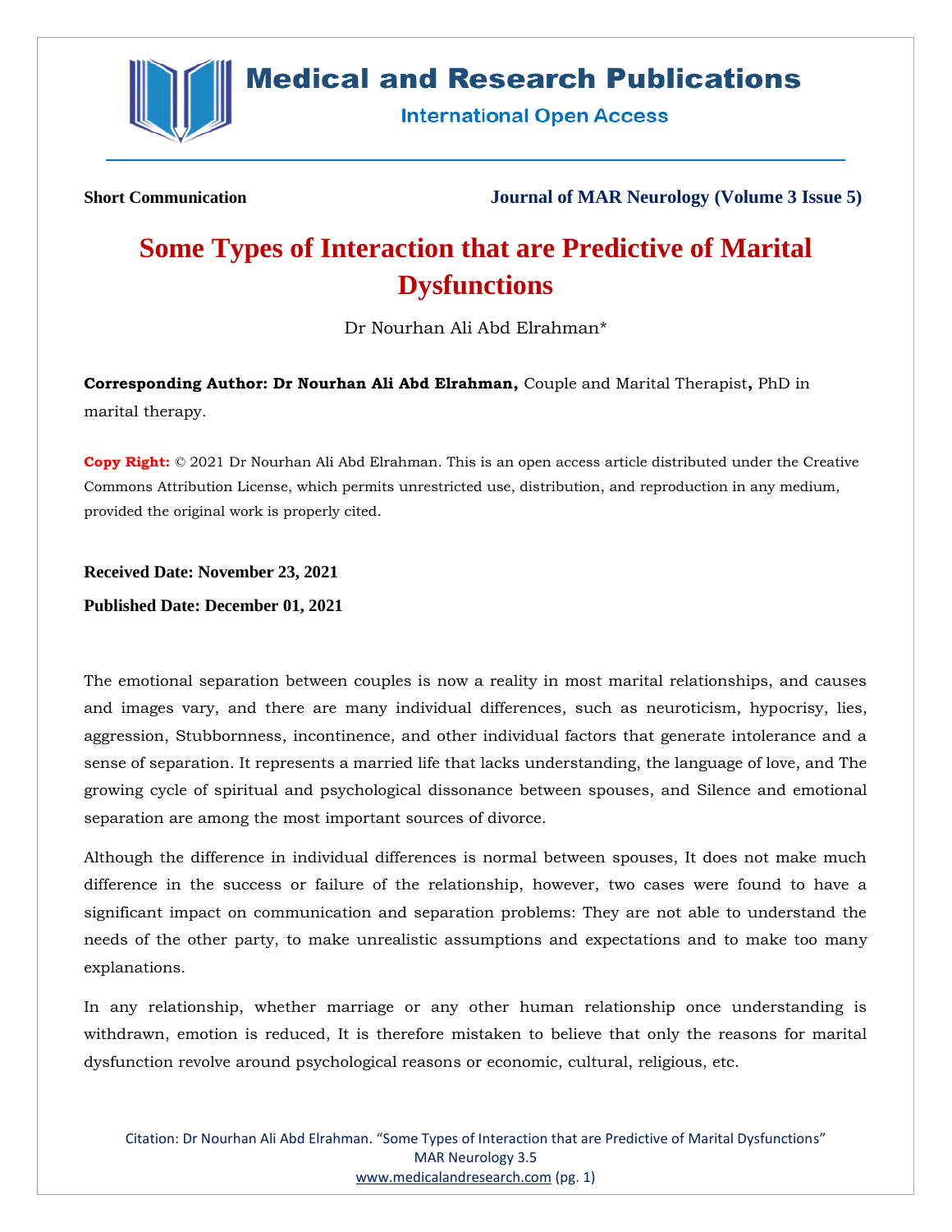**Short Communication**

# Some Types of Interaction that are Predictive of Marital Dysfunctions

Dr Nourhan Ali Abd Elrahman*

**Corresponding Author: Dr Nourhan Ali Abd Elrahman,** Couple and Marital Therapist**,** PhD in marital therapy.

**Copy Right:** © 2021 Dr Nourhan Ali Abd Elrahman. This is an open access article distributed under the Creative Commons Attribution License, which permits unrestricted use, distribution, and reproduction in any medium, provided the original work is properly cited.

**Received Date: November 23, 2021**

**Published Date: December 01, 2021**

The emotional separation between couples is now a reality in most marital relationships, and causes and images vary, and there are many individual differences, such as neuroticism, hypocrisy, lies, aggression, Stubbornness, incontinence, and other individual factors that generate intolerance and a sense of separation. It represents a married life that lacks understanding, the language of love, and The growing cycle of spiritual and psychological dissonance between spouses, and Silence and emotional separation are among the most important sources of divorce.

Although the difference in individual differences is normal between spouses, It does not make much difference in the success or failure of the relationship, however, two cases were found to have a significant impact on communication and separation problems: They are not able to understand the needs of the other party, to make unrealistic assumptions and expectations and to make too many explanations.

In any relationship, whether marriage or any other human relationship once understanding is withdrawn, emotion is reduced, It is therefore mistaken to believe that only the reasons for marital dysfunction revolve around psychological reasons or economic, cultural, religious, etc.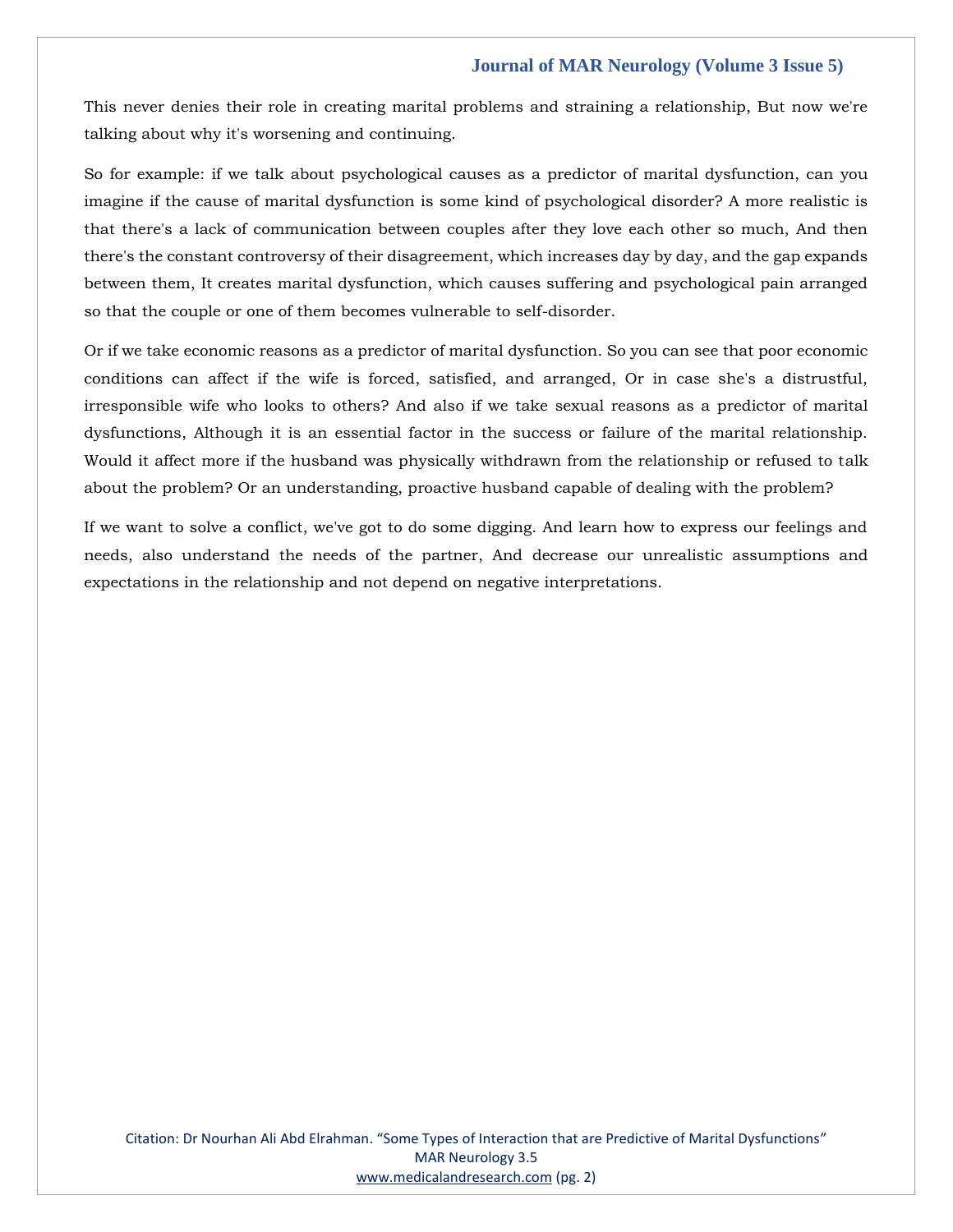This never denies their role in creating marital problems and straining a relationship, But now we're talking about why it's worsening and continuing.

So for example: if we talk about psychological causes as a predictor of marital dysfunction, can you imagine if the cause of marital dysfunction is some kind of psychological disorder? A more realistic is that there's a lack of communication between couples after they love each other so much, And then there's the constant controversy of their disagreement, which increases day by day, and the gap expands between them, It creates marital dysfunction, which causes suffering and psychological pain arranged so that the couple or one of them becomes vulnerable to self-disorder.

Or if we take economic reasons as a predictor of marital dysfunction. So you can see that poor economic conditions can affect if the wife is forced, satisfied, and arranged, Or in case she's a distrustful, irresponsible wife who looks to others? And also if we take sexual reasons as a predictor of marital dysfunctions, Although it is an essential factor in the success or failure of the marital relationship. Would it affect more if the husband was physically withdrawn from the relationship or refused to talk about the problem? Or an understanding, proactive husband capable of dealing with the problem?

If we want to solve a conflict, we've got to do some digging. And learn how to express our feelings and needs, also understand the needs of the partner, And decrease our unrealistic assumptions and expectations in the relationship and not depend on negative interpretations.